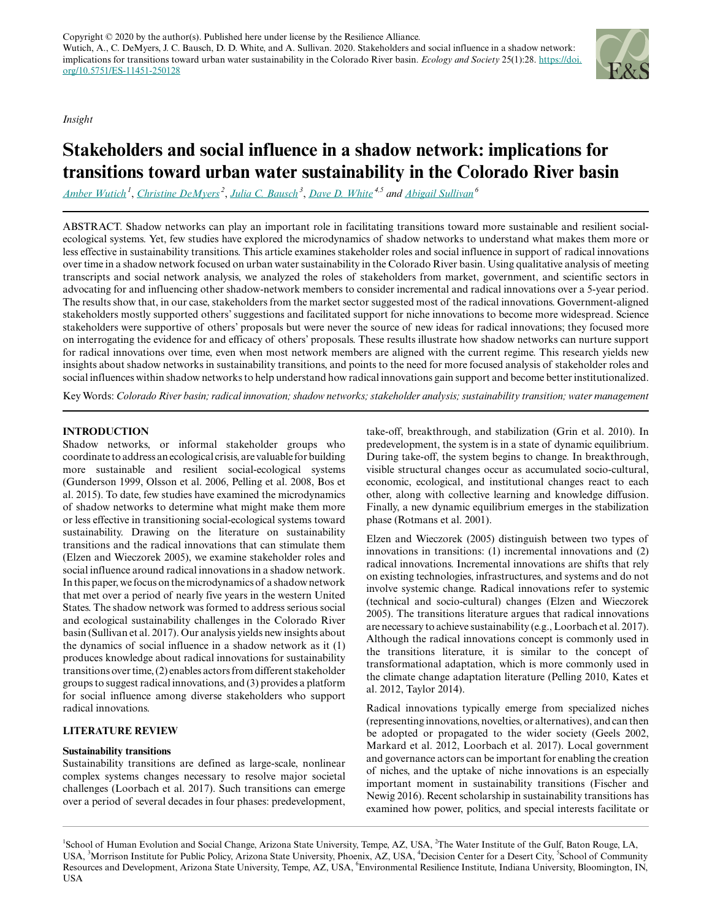Copyright © 2020 by the author(s). Published here under license by the Resilience Alliance.
Wutich, A., C. DeMyers, J. C. Bausch, D. D. White, and A. Sullivan. 2020. Stakeholders and social influence in a shadow network: implications for transitions toward urban water sustainability in the Colorado River basin. *Ecology and Society* 25(1):28. https://doi.org/10.5751/ES-11451-250128

*Insight*

# Stakeholders and social influence in a shadow network: implications for transitions toward urban water sustainability in the Colorado River basin

*Amber Wutich* [1], *Christine DeMyers* [2], *Julia C. Bausch* [3], *Dave D. White* [4,5] and *Abigail Sullivan* [6]

ABSTRACT. Shadow networks can play an important role in facilitating transitions toward more sustainable and resilient social-ecological systems. Yet, few studies have explored the microdynamics of shadow networks to understand what makes them more or less effective in sustainability transitions. This article examines stakeholder roles and social influence in support of radical innovations over time in a shadow network focused on urban water sustainability in the Colorado River basin. Using qualitative analysis of meeting transcripts and social network analysis, we analyzed the roles of stakeholders from market, government, and scientific sectors in advocating for and influencing other shadow-network members to consider incremental and radical innovations over a 5-year period. The results show that, in our case, stakeholders from the market sector suggested most of the radical innovations. Government-aligned stakeholders mostly supported others' suggestions and facilitated support for niche innovations to become more widespread. Science stakeholders were supportive of others' proposals but were never the source of new ideas for radical innovations; they focused more on interrogating the evidence for and efficacy of others' proposals. These results illustrate how shadow networks can nurture support for radical innovations over time, even when most network members are aligned with the current regime. This research yields new insights about shadow networks in sustainability transitions, and points to the need for more focused analysis of stakeholder roles and social influences within shadow networks to help understand how radical innovations gain support and become better institutionalized.

Key Words: *Colorado River basin; radical innovation; shadow networks; stakeholder analysis; sustainability transition; water management*

## INTRODUCTION

Shadow networks, or informal stakeholder groups who coordinate to address an ecological crisis, are valuable for building more sustainable and resilient social-ecological systems (Gunderson 1999, Olsson et al. 2006, Pelling et al. 2008, Bos et al. 2015). To date, few studies have examined the microdynamics of shadow networks to determine what might make them more or less effective in transitioning social-ecological systems toward sustainability. Drawing on the literature on sustainability transitions and the radical innovations that can stimulate them (Elzen and Wieczorek 2005), we examine stakeholder roles and social influence around radical innovations in a shadow network. In this paper, we focus on the microdynamics of a shadow network that met over a period of nearly five years in the western United States. The shadow network was formed to address serious social and ecological sustainability challenges in the Colorado River basin (Sullivan et al. 2017). Our analysis yields new insights about the dynamics of social influence in a shadow network as it (1) produces knowledge about radical innovations for sustainability transitions over time, (2) enables actors from different stakeholder groups to suggest radical innovations, and (3) provides a platform for social influence among diverse stakeholders who support radical innovations.

## LITERATURE REVIEW

### Sustainability transitions

Sustainability transitions are defined as large-scale, nonlinear complex systems changes necessary to resolve major societal challenges (Loorbach et al. 2017). Such transitions can emerge over a period of several decades in four phases: predevelopment, take-off, breakthrough, and stabilization (Grin et al. 2010). In predevelopment, the system is in a state of dynamic equilibrium. During take-off, the system begins to change. In breakthrough, visible structural changes occur as accumulated socio-cultural, economic, ecological, and institutional changes react to each other, along with collective learning and knowledge diffusion. Finally, a new dynamic equilibrium emerges in the stabilization phase (Rotmans et al. 2001).

Elzen and Wieczorek (2005) distinguish between two types of innovations in transitions: (1) incremental innovations and (2) radical innovations. Incremental innovations are shifts that rely on existing technologies, infrastructures, and systems and do not involve systemic change. Radical innovations refer to systemic (technical and socio-cultural) changes (Elzen and Wieczorek 2005). The transitions literature argues that radical innovations are necessary to achieve sustainability (e.g., Loorbach et al. 2017). Although the radical innovations concept is commonly used in the transitions literature, it is similar to the concept of transformational adaptation, which is more commonly used in the climate change adaptation literature (Pelling 2010, Kates et al. 2012, Taylor 2014).

Radical innovations typically emerge from specialized niches (representing innovations, novelties, or alternatives), and can then be adopted or propagated to the wider society (Geels 2002, Markard et al. 2012, Loorbach et al. 2017). Local government and governance actors can be important for enabling the creation of niches, and the uptake of niche innovations is an especially important moment in sustainability transitions (Fischer and Newig 2016). Recent scholarship in sustainability transitions has examined how power, politics, and special interests facilitate or

---

[1] School of Human Evolution and Social Change, Arizona State University, Tempe, AZ, USA, [2] The Water Institute of the Gulf, Baton Rouge, LA, USA, [3] Morrison Institute for Public Policy, Arizona State University, Phoenix, AZ, USA, [4] Decision Center for a Desert City, [5] School of Community Resources and Development, Arizona State University, Tempe, AZ, USA, [6] Environmental Resilience Institute, Indiana University, Bloomington, IN, USA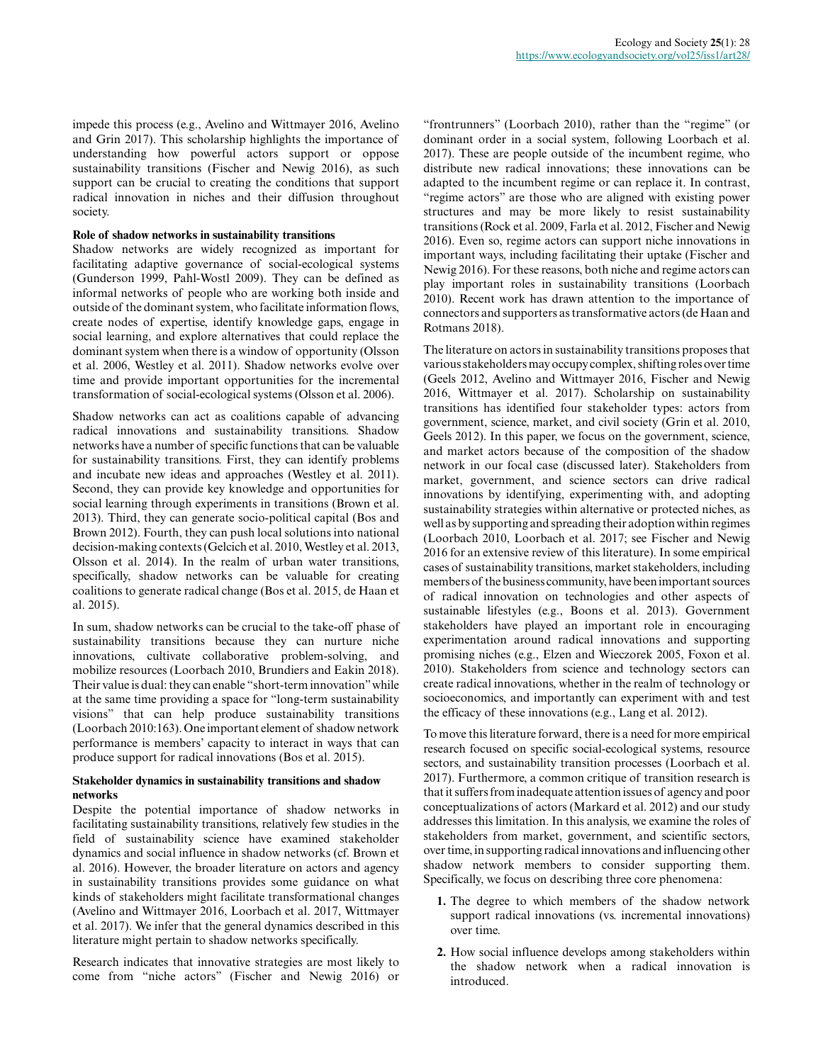impede this process (e.g., Avelino and Wittmayer 2016, Avelino and Grin 2017). This scholarship highlights the importance of understanding how powerful actors support or oppose sustainability transitions (Fischer and Newig 2016), as such support can be crucial to creating the conditions that support radical innovation in niches and their diffusion throughout society.

### Role of shadow networks in sustainability transitions

Shadow networks are widely recognized as important for facilitating adaptive governance of social-ecological systems (Gunderson 1999, Pahl-Wostl 2009). They can be defined as informal networks of people who are working both inside and outside of the dominant system, who facilitate information flows, create nodes of expertise, identify knowledge gaps, engage in social learning, and explore alternatives that could replace the dominant system when there is a window of opportunity (Olsson et al. 2006, Westley et al. 2011). Shadow networks evolve over time and provide important opportunities for the incremental transformation of social-ecological systems (Olsson et al. 2006).

Shadow networks can act as coalitions capable of advancing radical innovations and sustainability transitions. Shadow networks have a number of specific functions that can be valuable for sustainability transitions. First, they can identify problems and incubate new ideas and approaches (Westley et al. 2011). Second, they can provide key knowledge and opportunities for social learning through experiments in transitions (Brown et al. 2013). Third, they can generate socio-political capital (Bos and Brown 2012). Fourth, they can push local solutions into national decision-making contexts (Gelcich et al. 2010, Westley et al. 2013, Olsson et al. 2014). In the realm of urban water transitions, specifically, shadow networks can be valuable for creating coalitions to generate radical change (Bos et al. 2015, de Haan et al. 2015).

In sum, shadow networks can be crucial to the take-off phase of sustainability transitions because they can nurture niche innovations, cultivate collaborative problem-solving, and mobilize resources (Loorbach 2010, Brundiers and Eakin 2018). Their value is dual: they can enable "short-term innovation" while at the same time providing a space for "long-term sustainability visions" that can help produce sustainability transitions (Loorbach 2010:163). One important element of shadow network performance is members' capacity to interact in ways that can produce support for radical innovations (Bos et al. 2015).

### Stakeholder dynamics in sustainability transitions and shadow networks

Despite the potential importance of shadow networks in facilitating sustainability transitions, relatively few studies in the field of sustainability science have examined stakeholder dynamics and social influence in shadow networks (cf. Brown et al. 2016). However, the broader literature on actors and agency in sustainability transitions provides some guidance on what kinds of stakeholders might facilitate transformational changes (Avelino and Wittmayer 2016, Loorbach et al. 2017, Wittmayer et al. 2017). We infer that the general dynamics described in this literature might pertain to shadow networks specifically.

Research indicates that innovative strategies are most likely to come from "niche actors" (Fischer and Newig 2016) or "frontrunners" (Loorbach 2010), rather than the "regime" (or dominant order in a social system, following Loorbach et al. 2017). These are people outside of the incumbent regime, who distribute new radical innovations; these innovations can be adapted to the incumbent regime or can replace it. In contrast, "regime actors" are those who are aligned with existing power structures and may be more likely to resist sustainability transitions (Rock et al. 2009, Farla et al. 2012, Fischer and Newig 2016). Even so, regime actors can support niche innovations in important ways, including facilitating their uptake (Fischer and Newig 2016). For these reasons, both niche and regime actors can play important roles in sustainability transitions (Loorbach 2010). Recent work has drawn attention to the importance of connectors and supporters as transformative actors (de Haan and Rotmans 2018).

The literature on actors in sustainability transitions proposes that various stakeholders may occupy complex, shifting roles over time (Geels 2012, Avelino and Wittmayer 2016, Fischer and Newig 2016, Wittmayer et al. 2017). Scholarship on sustainability transitions has identified four stakeholder types: actors from government, science, market, and civil society (Grin et al. 2010, Geels 2012). In this paper, we focus on the government, science, and market actors because of the composition of the shadow network in our focal case (discussed later). Stakeholders from market, government, and science sectors can drive radical innovations by identifying, experimenting with, and adopting sustainability strategies within alternative or protected niches, as well as by supporting and spreading their adoption within regimes (Loorbach 2010, Loorbach et al. 2017; see Fischer and Newig 2016 for an extensive review of this literature). In some empirical cases of sustainability transitions, market stakeholders, including members of the business community, have been important sources of radical innovation on technologies and other aspects of sustainable lifestyles (e.g., Boons et al. 2013). Government stakeholders have played an important role in encouraging experimentation around radical innovations and supporting promising niches (e.g., Elzen and Wieczorek 2005, Foxon et al. 2010). Stakeholders from science and technology sectors can create radical innovations, whether in the realm of technology or socioeconomics, and importantly can experiment with and test the efficacy of these innovations (e.g., Lang et al. 2012).

To move this literature forward, there is a need for more empirical research focused on specific social-ecological systems, resource sectors, and sustainability transition processes (Loorbach et al. 2017). Furthermore, a common critique of transition research is that it suffers from inadequate attention issues of agency and poor conceptualizations of actors (Markard et al. 2012) and our study addresses this limitation. In this analysis, we examine the roles of stakeholders from market, government, and scientific sectors, over time, in supporting radical innovations and influencing other shadow network members to consider supporting them. Specifically, we focus on describing three core phenomena:

1. The degree to which members of the shadow network support radical innovations (vs. incremental innovations) over time.
2. How social influence develops among stakeholders within the shadow network when a radical innovation is introduced.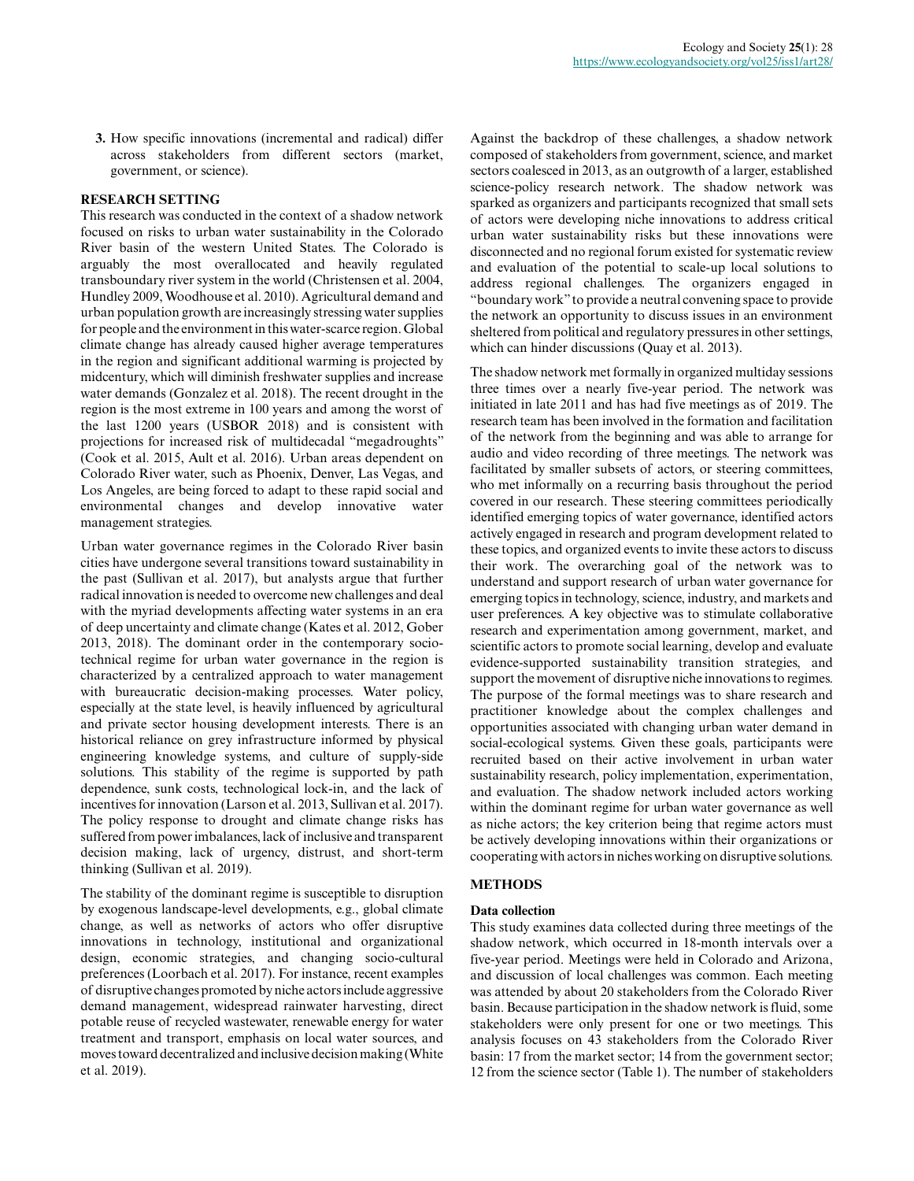3. How specific innovations (incremental and radical) differ across stakeholders from different sectors (market, government, or science).

## RESEARCH SETTING

This research was conducted in the context of a shadow network focused on risks to urban water sustainability in the Colorado River basin of the western United States. The Colorado is arguably the most overallocated and heavily regulated transboundary river system in the world (Christensen et al. 2004, Hundley 2009, Woodhouse et al. 2010). Agricultural demand and urban population growth are increasingly stressing water supplies for people and the environment in this water-scarce region. Global climate change has already caused higher average temperatures in the region and significant additional warming is projected by midcentury, which will diminish freshwater supplies and increase water demands (Gonzalez et al. 2018). The recent drought in the region is the most extreme in 100 years and among the worst of the last 1200 years (USBOR 2018) and is consistent with projections for increased risk of multidecadal "megadroughts" (Cook et al. 2015, Ault et al. 2016). Urban areas dependent on Colorado River water, such as Phoenix, Denver, Las Vegas, and Los Angeles, are being forced to adapt to these rapid social and environmental changes and develop innovative water management strategies.

Urban water governance regimes in the Colorado River basin cities have undergone several transitions toward sustainability in the past (Sullivan et al. 2017), but analysts argue that further radical innovation is needed to overcome new challenges and deal with the myriad developments affecting water systems in an era of deep uncertainty and climate change (Kates et al. 2012, Gober 2013, 2018). The dominant order in the contemporary socio-technical regime for urban water governance in the region is characterized by a centralized approach to water management with bureaucratic decision-making processes. Water policy, especially at the state level, is heavily influenced by agricultural and private sector housing development interests. There is an historical reliance on grey infrastructure informed by physical engineering knowledge systems, and culture of supply-side solutions. This stability of the regime is supported by path dependence, sunk costs, technological lock-in, and the lack of incentives for innovation (Larson et al. 2013, Sullivan et al. 2017). The policy response to drought and climate change risks has suffered from power imbalances, lack of inclusive and transparent decision making, lack of urgency, distrust, and short-term thinking (Sullivan et al. 2019).

The stability of the dominant regime is susceptible to disruption by exogenous landscape-level developments, e.g., global climate change, as well as networks of actors who offer disruptive innovations in technology, institutional and organizational design, economic strategies, and changing socio-cultural preferences (Loorbach et al. 2017). For instance, recent examples of disruptive changes promoted by niche actors include aggressive demand management, widespread rainwater harvesting, direct potable reuse of recycled wastewater, renewable energy for water treatment and transport, emphasis on local water sources, and moves toward decentralized and inclusive decision making (White et al. 2019).

Against the backdrop of these challenges, a shadow network composed of stakeholders from government, science, and market sectors coalesced in 2013, as an outgrowth of a larger, established science-policy research network. The shadow network was sparked as organizers and participants recognized that small sets of actors were developing niche innovations to address critical urban water sustainability risks but these innovations were disconnected and no regional forum existed for systematic review and evaluation of the potential to scale-up local solutions to address regional challenges. The organizers engaged in "boundary work" to provide a neutral convening space to provide the network an opportunity to discuss issues in an environment sheltered from political and regulatory pressures in other settings, which can hinder discussions (Quay et al. 2013).

The shadow network met formally in organized multiday sessions three times over a nearly five-year period. The network was initiated in late 2011 and has had five meetings as of 2019. The research team has been involved in the formation and facilitation of the network from the beginning and was able to arrange for audio and video recording of three meetings. The network was facilitated by smaller subsets of actors, or steering committees, who met informally on a recurring basis throughout the period covered in our research. These steering committees periodically identified emerging topics of water governance, identified actors actively engaged in research and program development related to these topics, and organized events to invite these actors to discuss their work. The overarching goal of the network was to understand and support research of urban water governance for emerging topics in technology, science, industry, and markets and user preferences. A key objective was to stimulate collaborative research and experimentation among government, market, and scientific actors to promote social learning, develop and evaluate evidence-supported sustainability transition strategies, and support the movement of disruptive niche innovations to regimes. The purpose of the formal meetings was to share research and practitioner knowledge about the complex challenges and opportunities associated with changing urban water demand in social-ecological systems. Given these goals, participants were recruited based on their active involvement in urban water sustainability research, policy implementation, experimentation, and evaluation. The shadow network included actors working within the dominant regime for urban water governance as well as niche actors; the key criterion being that regime actors must be actively developing innovations within their organizations or cooperating with actors in niches working on disruptive solutions.

## METHODS

### Data collection

This study examines data collected during three meetings of the shadow network, which occurred in 18-month intervals over a five-year period. Meetings were held in Colorado and Arizona, and discussion of local challenges was common. Each meeting was attended by about 20 stakeholders from the Colorado River basin. Because participation in the shadow network is fluid, some stakeholders were only present for one or two meetings. This analysis focuses on 43 stakeholders from the Colorado River basin: 17 from the market sector; 14 from the government sector; 12 from the science sector (Table 1). The number of stakeholders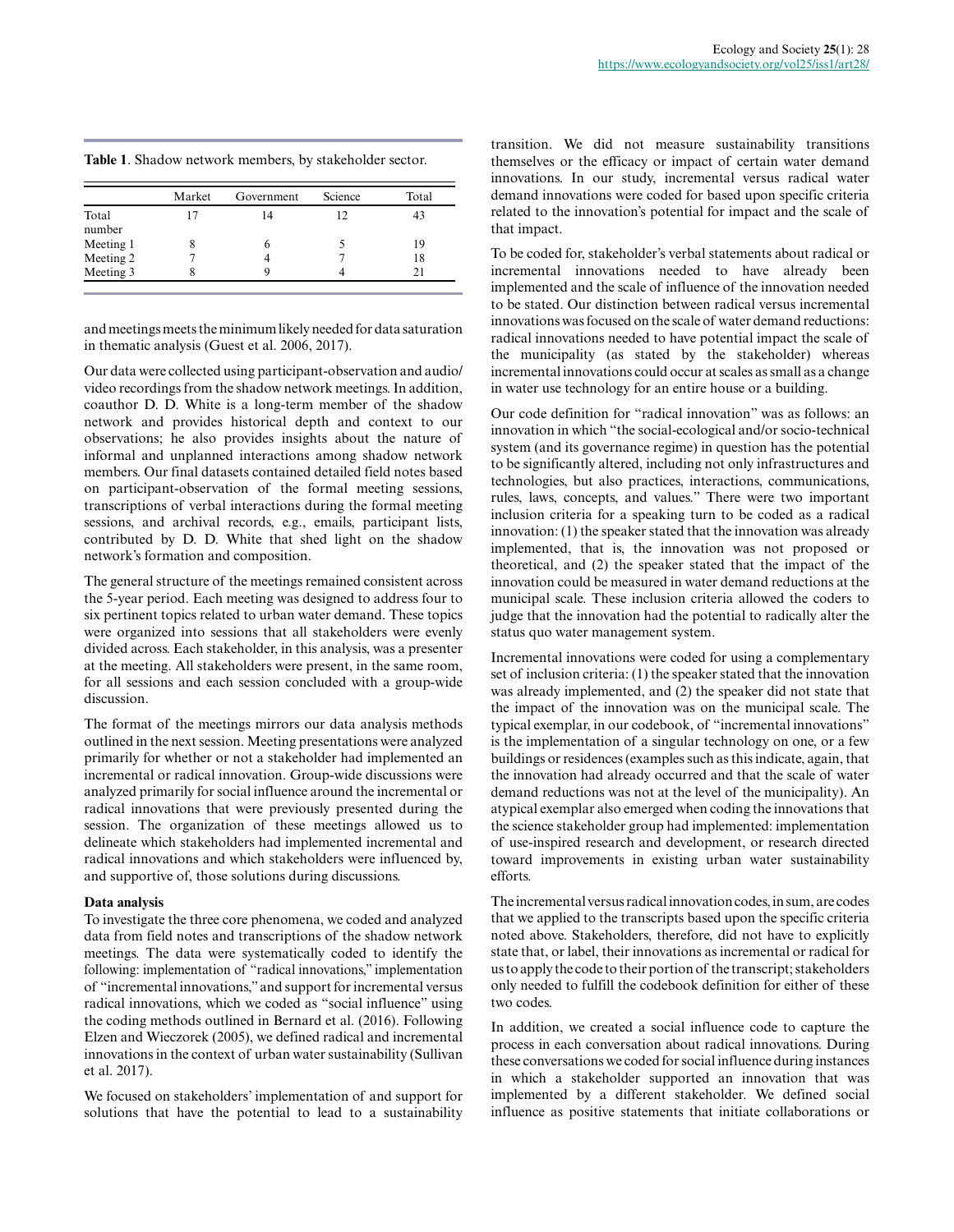**Table 1**. Shadow network members, by stakeholder sector.

| | Market | Government | Science | Total |
|---|---|---|---|---|
| Total number | 17 | 14 | 12 | 43 |
| Meeting 1 | 8 | 6 | 5 | 19 |
| Meeting 2 | 7 | 4 | 7 | 18 |
| Meeting 3 | 8 | 9 | 4 | 21 |

and meetings meets the minimum likely needed for data saturation in thematic analysis (Guest et al. 2006, 2017).

Our data were collected using participant-observation and audio/video recordings from the shadow network meetings. In addition, coauthor D. D. White is a long-term member of the shadow network and provides historical depth and context to our observations; he also provides insights about the nature of informal and unplanned interactions among shadow network members. Our final datasets contained detailed field notes based on participant-observation of the formal meeting sessions, transcriptions of verbal interactions during the formal meeting sessions, and archival records, e.g., emails, participant lists, contributed by D. D. White that shed light on the shadow network's formation and composition.

The general structure of the meetings remained consistent across the 5-year period. Each meeting was designed to address four to six pertinent topics related to urban water demand. These topics were organized into sessions that all stakeholders were evenly divided across. Each stakeholder, in this analysis, was a presenter at the meeting. All stakeholders were present, in the same room, for all sessions and each session concluded with a group-wide discussion.

The format of the meetings mirrors our data analysis methods outlined in the next session. Meeting presentations were analyzed primarily for whether or not a stakeholder had implemented an incremental or radical innovation. Group-wide discussions were analyzed primarily for social influence around the incremental or radical innovations that were previously presented during the session. The organization of these meetings allowed us to delineate which stakeholders had implemented incremental and radical innovations and which stakeholders were influenced by, and supportive of, those solutions during discussions.

**Data analysis**

To investigate the three core phenomena, we coded and analyzed data from field notes and transcriptions of the shadow network meetings. The data were systematically coded to identify the following: implementation of "radical innovations," implementation of "incremental innovations," and support for incremental versus radical innovations, which we coded as "social influence" using the coding methods outlined in Bernard et al. (2016). Following Elzen and Wieczorek (2005), we defined radical and incremental innovations in the context of urban water sustainability (Sullivan et al. 2017).

We focused on stakeholders' implementation of and support for solutions that have the potential to lead to a sustainability transition. We did not measure sustainability transitions themselves or the efficacy or impact of certain water demand innovations. In our study, incremental versus radical water demand innovations were coded for based upon specific criteria related to the innovation's potential for impact and the scale of that impact.

To be coded for, stakeholder's verbal statements about radical or incremental innovations needed to have already been implemented and the scale of influence of the innovation needed to be stated. Our distinction between radical versus incremental innovations was focused on the scale of water demand reductions: radical innovations needed to have potential impact the scale of the municipality (as stated by the stakeholder) whereas incremental innovations could occur at scales as small as a change in water use technology for an entire house or a building.

Our code definition for "radical innovation" was as follows: an innovation in which "the social-ecological and/or socio-technical system (and its governance regime) in question has the potential to be significantly altered, including not only infrastructures and technologies, but also practices, interactions, communications, rules, laws, concepts, and values." There were two important inclusion criteria for a speaking turn to be coded as a radical innovation: (1) the speaker stated that the innovation was already implemented, that is, the innovation was not proposed or theoretical, and (2) the speaker stated that the impact of the innovation could be measured in water demand reductions at the municipal scale. These inclusion criteria allowed the coders to judge that the innovation had the potential to radically alter the status quo water management system.

Incremental innovations were coded for using a complementary set of inclusion criteria: (1) the speaker stated that the innovation was already implemented, and (2) the speaker did not state that the impact of the innovation was on the municipal scale. The typical exemplar, in our codebook, of "incremental innovations" is the implementation of a singular technology on one, or a few buildings or residences (examples such as this indicate, again, that the innovation had already occurred and that the scale of water demand reductions was not at the level of the municipality). An atypical exemplar also emerged when coding the innovations that the science stakeholder group had implemented: implementation of use-inspired research and development, or research directed toward improvements in existing urban water sustainability efforts.

The incremental versus radical innovation codes, in sum, are codes that we applied to the transcripts based upon the specific criteria noted above. Stakeholders, therefore, did not have to explicitly state that, or label, their innovations as incremental or radical for us to apply the code to their portion of the transcript; stakeholders only needed to fulfill the codebook definition for either of these two codes.

In addition, we created a social influence code to capture the process in each conversation about radical innovations. During these conversations we coded for social influence during instances in which a stakeholder supported an innovation that was implemented by a different stakeholder. We defined social influence as positive statements that initiate collaborations or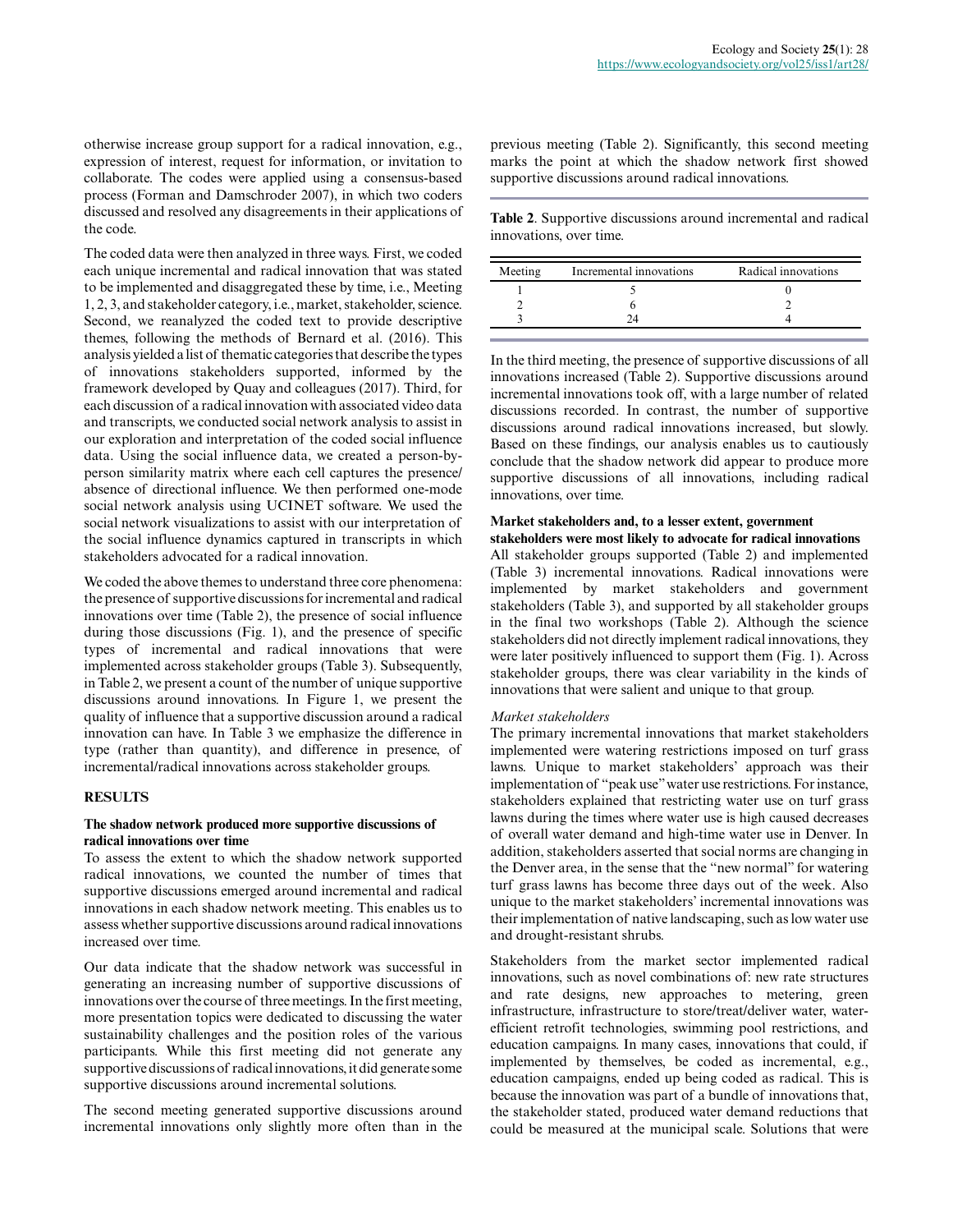otherwise increase group support for a radical innovation, e.g., expression of interest, request for information, or invitation to collaborate. The codes were applied using a consensus-based process (Forman and Damschroder 2007), in which two coders discussed and resolved any disagreements in their applications of the code.

The coded data were then analyzed in three ways. First, we coded each unique incremental and radical innovation that was stated to be implemented and disaggregated these by time, i.e., Meeting 1, 2, 3, and stakeholder category, i.e., market, stakeholder, science. Second, we reanalyzed the coded text to provide descriptive themes, following the methods of Bernard et al. (2016). This analysis yielded a list of thematic categories that describe the types of innovations stakeholders supported, informed by the framework developed by Quay and colleagues (2017). Third, for each discussion of a radical innovation with associated video data and transcripts, we conducted social network analysis to assist in our exploration and interpretation of the coded social influence data. Using the social influence data, we created a person-by-person similarity matrix where each cell captures the presence/absence of directional influence. We then performed one-mode social network analysis using UCINET software. We used the social network visualizations to assist with our interpretation of the social influence dynamics captured in transcripts in which stakeholders advocated for a radical innovation.

We coded the above themes to understand three core phenomena: the presence of supportive discussions for incremental and radical innovations over time (Table 2), the presence of social influence during those discussions (Fig. 1), and the presence of specific types of incremental and radical innovations that were implemented across stakeholder groups (Table 3). Subsequently, in Table 2, we present a count of the number of unique supportive discussions around innovations. In Figure 1, we present the quality of influence that a supportive discussion around a radical innovation can have. In Table 3 we emphasize the difference in type (rather than quantity), and difference in presence, of incremental/radical innovations across stakeholder groups.

## RESULTS

### The shadow network produced more supportive discussions of radical innovations over time

To assess the extent to which the shadow network supported radical innovations, we counted the number of times that supportive discussions emerged around incremental and radical innovations in each shadow network meeting. This enables us to assess whether supportive discussions around radical innovations increased over time.

Our data indicate that the shadow network was successful in generating an increasing number of supportive discussions of innovations over the course of three meetings. In the first meeting, more presentation topics were dedicated to discussing the water sustainability challenges and the position roles of the various participants. While this first meeting did not generate any supportive discussions of radical innovations, it did generate some supportive discussions around incremental solutions.

The second meeting generated supportive discussions around incremental innovations only slightly more often than in the previous meeting (Table 2). Significantly, this second meeting marks the point at which the shadow network first showed supportive discussions around radical innovations.

**Table 2**. Supportive discussions around incremental and radical innovations, over time.

| Meeting | Incremental innovations | Radical innovations |
|---|---|---|
| 1 | 5 | 0 |
| 2 | 6 | 2 |
| 3 | 24 | 4 |

In the third meeting, the presence of supportive discussions of all innovations increased (Table 2). Supportive discussions around incremental innovations took off, with a large number of related discussions recorded. In contrast, the number of supportive discussions around radical innovations increased, but slowly. Based on these findings, our analysis enables us to cautiously conclude that the shadow network did appear to produce more supportive discussions of all innovations, including radical innovations, over time.

### Market stakeholders and, to a lesser extent, government stakeholders were most likely to advocate for radical innovations

All stakeholder groups supported (Table 2) and implemented (Table 3) incremental innovations. Radical innovations were implemented by market stakeholders and government stakeholders (Table 3), and supported by all stakeholder groups in the final two workshops (Table 2). Although the science stakeholders did not directly implement radical innovations, they were later positively influenced to support them (Fig. 1). Across stakeholder groups, there was clear variability in the kinds of innovations that were salient and unique to that group.

*Market stakeholders*

The primary incremental innovations that market stakeholders implemented were watering restrictions imposed on turf grass lawns. Unique to market stakeholders' approach was their implementation of "peak use" water use restrictions. For instance, stakeholders explained that restricting water use on turf grass lawns during the times where water use is high caused decreases of overall water demand and high-time water use in Denver. In addition, stakeholders asserted that social norms are changing in the Denver area, in the sense that the "new normal" for watering turf grass lawns has become three days out of the week. Also unique to the market stakeholders' incremental innovations was their implementation of native landscaping, such as low water use and drought-resistant shrubs.

Stakeholders from the market sector implemented radical innovations, such as novel combinations of: new rate structures and rate designs, new approaches to metering, green infrastructure, infrastructure to store/treat/deliver water, water-efficient retrofit technologies, swimming pool restrictions, and education campaigns. In many cases, innovations that could, if implemented by themselves, be coded as incremental, e.g., education campaigns, ended up being coded as radical. This is because the innovation was part of a bundle of innovations that, the stakeholder stated, produced water demand reductions that could be measured at the municipal scale. Solutions that were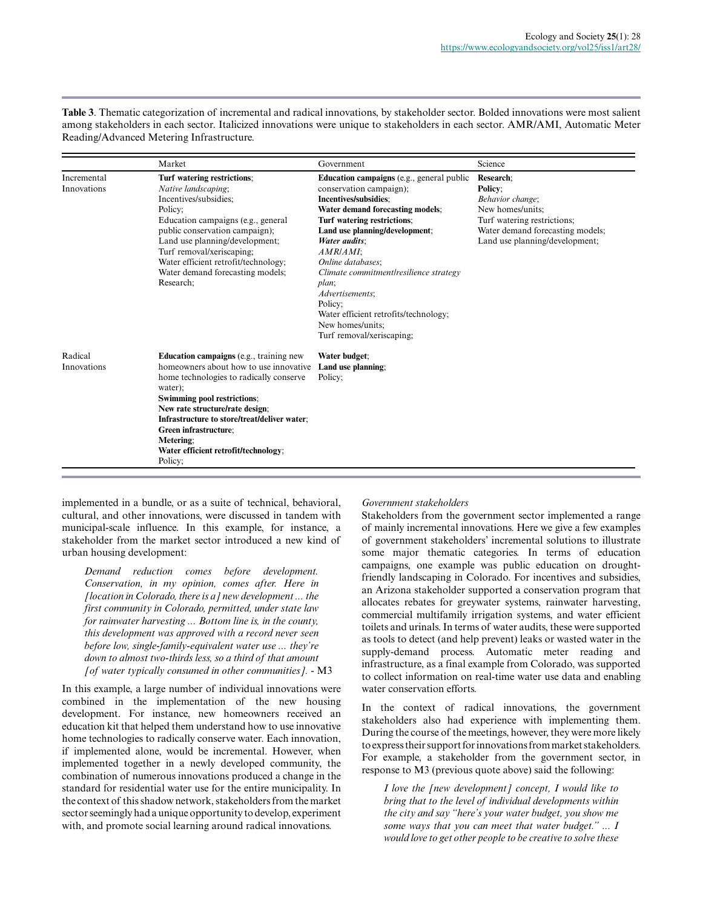**Table 3**. Thematic categorization of incremental and radical innovations, by stakeholder sector. Bolded innovations were most salient among stakeholders in each sector. Italicized innovations were unique to stakeholders in each sector. AMR/AMI, Automatic Meter Reading/Advanced Metering Infrastructure.

| | Market | Government | Science |
|---|---|---|---|
| Incremental Innovations | **Turf watering restrictions**; *Native landscaping*; Incentives/subsidies; Policy; Education campaigns (e.g., general public conservation campaign); Land use planning/development; Turf removal/xeriscaping; Water efficient retrofit/technology; Water demand forecasting models; Research; | **Education campaigns** (e.g., general public conservation campaign); **Incentives/subsidies**; **Water demand forecasting models**; **Turf watering restrictions**; **Land use planning/development**; ***Water audits***; *AMR/AMI*; *Online databases*; *Climate commitment/resilience strategy plan*; *Advertisements*; Policy; Water efficient retrofits/technology; New homes/units; Turf removal/xeriscaping; | **Research**; **Policy**; *Behavior change*; New homes/units; Turf watering restrictions; Water demand forecasting models; Land use planning/development; |
| Radical Innovations | **Education campaigns** (e.g., training new homeowners about how to use innovative home technologies to radically conserve water); **Swimming pool restrictions**; **New rate structure/rate design**; **Infrastructure to store/treat/deliver water**; **Green infrastructure**; **Metering**; **Water efficient retrofit/technology**; Policy; | **Water budget**; **Land use planning**; Policy; | |

implemented in a bundle, or as a suite of technical, behavioral, cultural, and other innovations, were discussed in tandem with municipal-scale influence. In this example, for instance, a stakeholder from the market sector introduced a new kind of urban housing development:

> *Demand reduction comes before development. Conservation, in my opinion, comes after. Here in [location in Colorado, there is a] new development ... the first community in Colorado, permitted, under state law for rainwater harvesting ... Bottom line is, in the county, this development was approved with a record never seen before low, single-family-equivalent water use ... they're down to almost two-thirds less, so a third of that amount [of water typically consumed in other communities].* - M3

In this example, a large number of individual innovations were combined in the implementation of the new housing development. For instance, new homeowners received an education kit that helped them understand how to use innovative home technologies to radically conserve water. Each innovation, if implemented alone, would be incremental. However, when implemented together in a newly developed community, the combination of numerous innovations produced a change in the standard for residential water use for the entire municipality. In the context of this shadow network, stakeholders from the market sector seemingly had a unique opportunity to develop, experiment with, and promote social learning around radical innovations.

*Government stakeholders*

Stakeholders from the government sector implemented a range of mainly incremental innovations. Here we give a few examples of government stakeholders' incremental solutions to illustrate some major thematic categories. In terms of education campaigns, one example was public education on drought-friendly landscaping in Colorado. For incentives and subsidies, an Arizona stakeholder supported a conservation program that allocates rebates for greywater systems, rainwater harvesting, commercial multifamily irrigation systems, and water efficient toilets and urinals. In terms of water audits, these were supported as tools to detect (and help prevent) leaks or wasted water in the supply-demand process. Automatic meter reading and infrastructure, as a final example from Colorado, was supported to collect information on real-time water use data and enabling water conservation efforts.

In the context of radical innovations, the government stakeholders also had experience with implementing them. During the course of the meetings, however, they were more likely to express their support for innovations from market stakeholders. For example, a stakeholder from the government sector, in response to M3 (previous quote above) said the following:

> *I love the [new development] concept, I would like to bring that to the level of individual developments within the city and say "here's your water budget, you show me some ways that you can meet that water budget." ... I would love to get other people to be creative to solve these*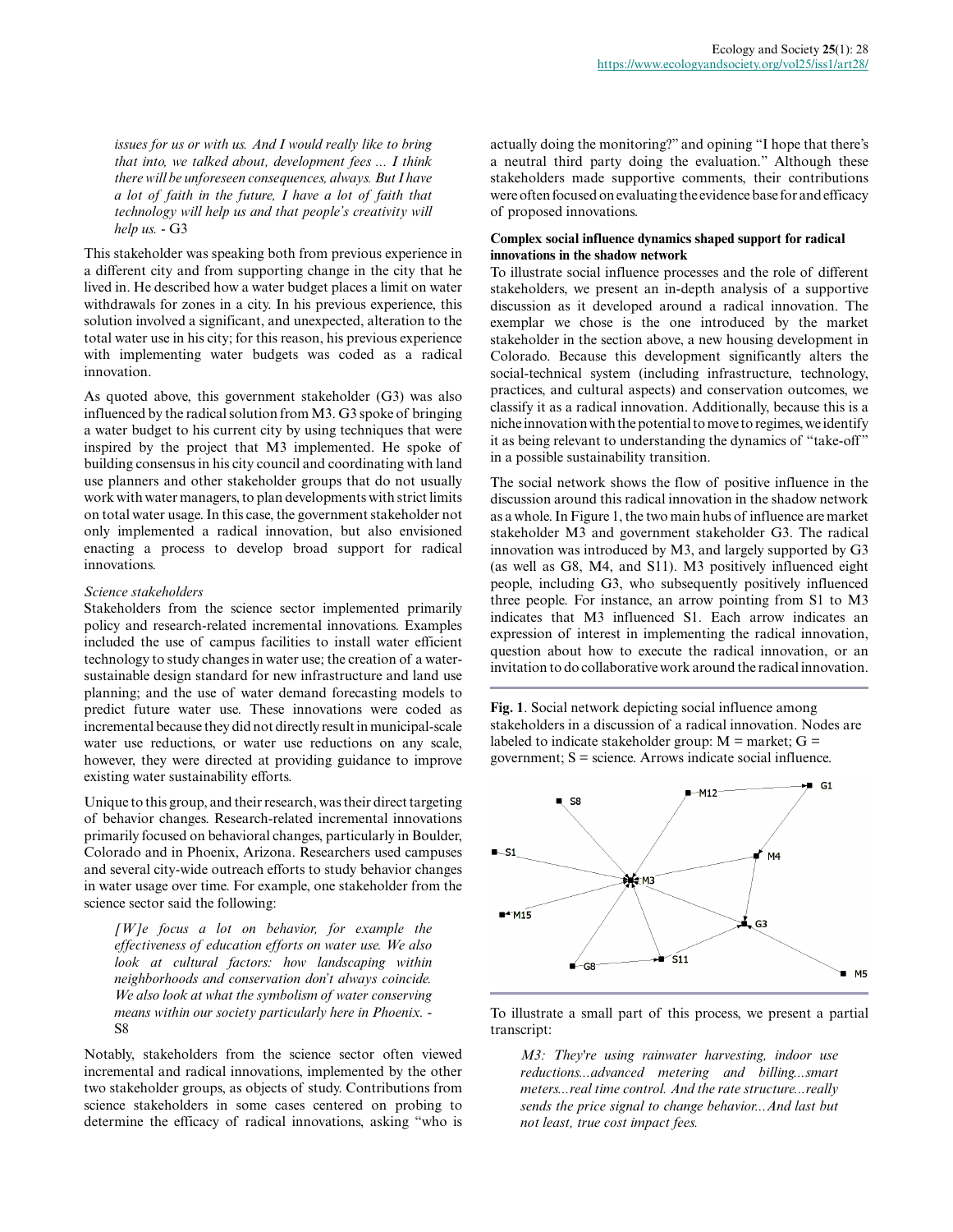*issues for us or with us. And I would really like to bring that into, we talked about, development fees ... I think there will be unforeseen consequences, always. But I have a lot of faith in the future, I have a lot of faith that technology will help us and that people's creativity will help us.* - G3

This stakeholder was speaking both from previous experience in a different city and from supporting change in the city that he lived in. He described how a water budget places a limit on water withdrawals for zones in a city. In his previous experience, this solution involved a significant, and unexpected, alteration to the total water use in his city; for this reason, his previous experience with implementing water budgets was coded as a radical innovation.

As quoted above, this government stakeholder (G3) was also influenced by the radical solution from M3. G3 spoke of bringing a water budget to his current city by using techniques that were inspired by the project that M3 implemented. He spoke of building consensus in his city council and coordinating with land use planners and other stakeholder groups that do not usually work with water managers, to plan developments with strict limits on total water usage. In this case, the government stakeholder not only implemented a radical innovation, but also envisioned enacting a process to develop broad support for radical innovations.

*Science stakeholders*

Stakeholders from the science sector implemented primarily policy and research-related incremental innovations. Examples included the use of campus facilities to install water efficient technology to study changes in water use; the creation of a water-sustainable design standard for new infrastructure and land use planning; and the use of water demand forecasting models to predict future water use. These innovations were coded as incremental because they did not directly result in municipal-scale water use reductions, or water use reductions on any scale, however, they were directed at providing guidance to improve existing water sustainability efforts.

Unique to this group, and their research, was their direct targeting of behavior changes. Research-related incremental innovations primarily focused on behavioral changes, particularly in Boulder, Colorado and in Phoenix, Arizona. Researchers used campuses and several city-wide outreach efforts to study behavior changes in water usage over time. For example, one stakeholder from the science sector said the following:

> *[W]e focus a lot on behavior, for example the effectiveness of education efforts on water use. We also look at cultural factors: how landscaping within neighborhoods and conservation don't always coincide. We also look at what the symbolism of water conserving means within our society particularly here in Phoenix.* - S8

Notably, stakeholders from the science sector often viewed incremental and radical innovations, implemented by the other two stakeholder groups, as objects of study. Contributions from science stakeholders in some cases centered on probing to determine the efficacy of radical innovations, asking "who is actually doing the monitoring?" and opining "I hope that there's a neutral third party doing the evaluation." Although these stakeholders made supportive comments, their contributions were often focused on evaluating the evidence base for and efficacy of proposed innovations.

**Complex social influence dynamics shaped support for radical innovations in the shadow network**

To illustrate social influence processes and the role of different stakeholders, we present an in-depth analysis of a supportive discussion as it developed around a radical innovation. The exemplar we chose is the one introduced by the market stakeholder in the section above, a new housing development in Colorado. Because this development significantly alters the social-technical system (including infrastructure, technology, practices, and cultural aspects) and conservation outcomes, we classify it as a radical innovation. Additionally, because this is a niche innovation with the potential to move to regimes, we identify it as being relevant to understanding the dynamics of "take-off" in a possible sustainability transition.

The social network shows the flow of positive influence in the discussion around this radical innovation in the shadow network as a whole. In Figure 1, the two main hubs of influence are market stakeholder M3 and government stakeholder G3. The radical innovation was introduced by M3, and largely supported by G3 (as well as G8, M4, and S11). M3 positively influenced eight people, including G3, who subsequently positively influenced three people. For instance, an arrow pointing from S1 to M3 indicates that M3 influenced S1. Each arrow indicates an expression of interest in implementing the radical innovation, question about how to execute the radical innovation, or an invitation to do collaborative work around the radical innovation.

**Fig. 1**. Social network depicting social influence among stakeholders in a discussion of a radical innovation. Nodes are labeled to indicate stakeholder group: M = market; G = government; S = science. Arrows indicate social influence.

To illustrate a small part of this process, we present a partial transcript:

> *M3: They're using rainwater harvesting, indoor use reductions...advanced metering and billing...smart meters...real time control. And the rate structure...really sends the price signal to change behavior...And last but not least, true cost impact fees.*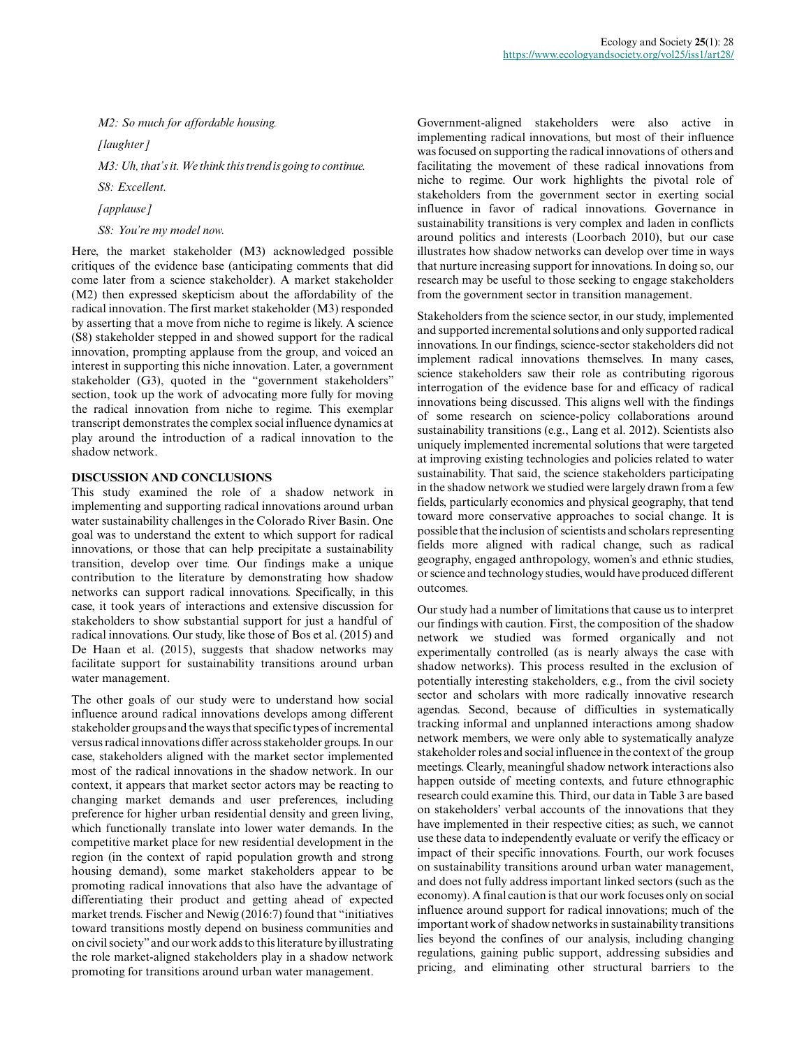*M2: So much for affordable housing.*

*[laughter]*

*M3: Uh, that's it. We think this trend is going to continue.*

*S8: Excellent.*

*[applause]*

*S8: You're my model now.*

Here, the market stakeholder (M3) acknowledged possible critiques of the evidence base (anticipating comments that did come later from a science stakeholder). A market stakeholder (M2) then expressed skepticism about the affordability of the radical innovation. The first market stakeholder (M3) responded by asserting that a move from niche to regime is likely. A science (S8) stakeholder stepped in and showed support for the radical innovation, prompting applause from the group, and voiced an interest in supporting this niche innovation. Later, a government stakeholder (G3), quoted in the "government stakeholders" section, took up the work of advocating more fully for moving the radical innovation from niche to regime. This exemplar transcript demonstrates the complex social influence dynamics at play around the introduction of a radical innovation to the shadow network.

## DISCUSSION AND CONCLUSIONS

This study examined the role of a shadow network in implementing and supporting radical innovations around urban water sustainability challenges in the Colorado River Basin. One goal was to understand the extent to which support for radical innovations, or those that can help precipitate a sustainability transition, develop over time. Our findings make a unique contribution to the literature by demonstrating how shadow networks can support radical innovations. Specifically, in this case, it took years of interactions and extensive discussion for stakeholders to show substantial support for just a handful of radical innovations. Our study, like those of Bos et al. (2015) and De Haan et al. (2015), suggests that shadow networks may facilitate support for sustainability transitions around urban water management.

The other goals of our study were to understand how social influence around radical innovations develops among different stakeholder groups and the ways that specific types of incremental versus radical innovations differ across stakeholder groups. In our case, stakeholders aligned with the market sector implemented most of the radical innovations in the shadow network. In our context, it appears that market sector actors may be reacting to changing market demands and user preferences, including preference for higher urban residential density and green living, which functionally translate into lower water demands. In the competitive market place for new residential development in the region (in the context of rapid population growth and strong housing demand), some market stakeholders appear to be promoting radical innovations that also have the advantage of differentiating their product and getting ahead of expected market trends. Fischer and Newig (2016:7) found that "initiatives toward transitions mostly depend on business communities and on civil society" and our work adds to this literature by illustrating the role market-aligned stakeholders play in a shadow network promoting for transitions around urban water management.

Government-aligned stakeholders were also active in implementing radical innovations, but most of their influence was focused on supporting the radical innovations of others and facilitating the movement of these radical innovations from niche to regime. Our work highlights the pivotal role of stakeholders from the government sector in exerting social influence in favor of radical innovations. Governance in sustainability transitions is very complex and laden in conflicts around politics and interests (Loorbach 2010), but our case illustrates how shadow networks can develop over time in ways that nurture increasing support for innovations. In doing so, our research may be useful to those seeking to engage stakeholders from the government sector in transition management.

Stakeholders from the science sector, in our study, implemented and supported incremental solutions and only supported radical innovations. In our findings, science-sector stakeholders did not implement radical innovations themselves. In many cases, science stakeholders saw their role as contributing rigorous interrogation of the evidence base for and efficacy of radical innovations being discussed. This aligns well with the findings of some research on science-policy collaborations around sustainability transitions (e.g., Lang et al. 2012). Scientists also uniquely implemented incremental solutions that were targeted at improving existing technologies and policies related to water sustainability. That said, the science stakeholders participating in the shadow network we studied were largely drawn from a few fields, particularly economics and physical geography, that tend toward more conservative approaches to social change. It is possible that the inclusion of scientists and scholars representing fields more aligned with radical change, such as radical geography, engaged anthropology, women's and ethnic studies, or science and technology studies, would have produced different outcomes.

Our study had a number of limitations that cause us to interpret our findings with caution. First, the composition of the shadow network we studied was formed organically and not experimentally controlled (as is nearly always the case with shadow networks). This process resulted in the exclusion of potentially interesting stakeholders, e.g., from the civil society sector and scholars with more radically innovative research agendas. Second, because of difficulties in systematically tracking informal and unplanned interactions among shadow network members, we were only able to systematically analyze stakeholder roles and social influence in the context of the group meetings. Clearly, meaningful shadow network interactions also happen outside of meeting contexts, and future ethnographic research could examine this. Third, our data in Table 3 are based on stakeholders' verbal accounts of the innovations that they have implemented in their respective cities; as such, we cannot use these data to independently evaluate or verify the efficacy or impact of their specific innovations. Fourth, our work focuses on sustainability transitions around urban water management, and does not fully address important linked sectors (such as the economy). A final caution is that our work focuses only on social influence around support for radical innovations; much of the important work of shadow networks in sustainability transitions lies beyond the confines of our analysis, including changing regulations, gaining public support, addressing subsidies and pricing, and eliminating other structural barriers to the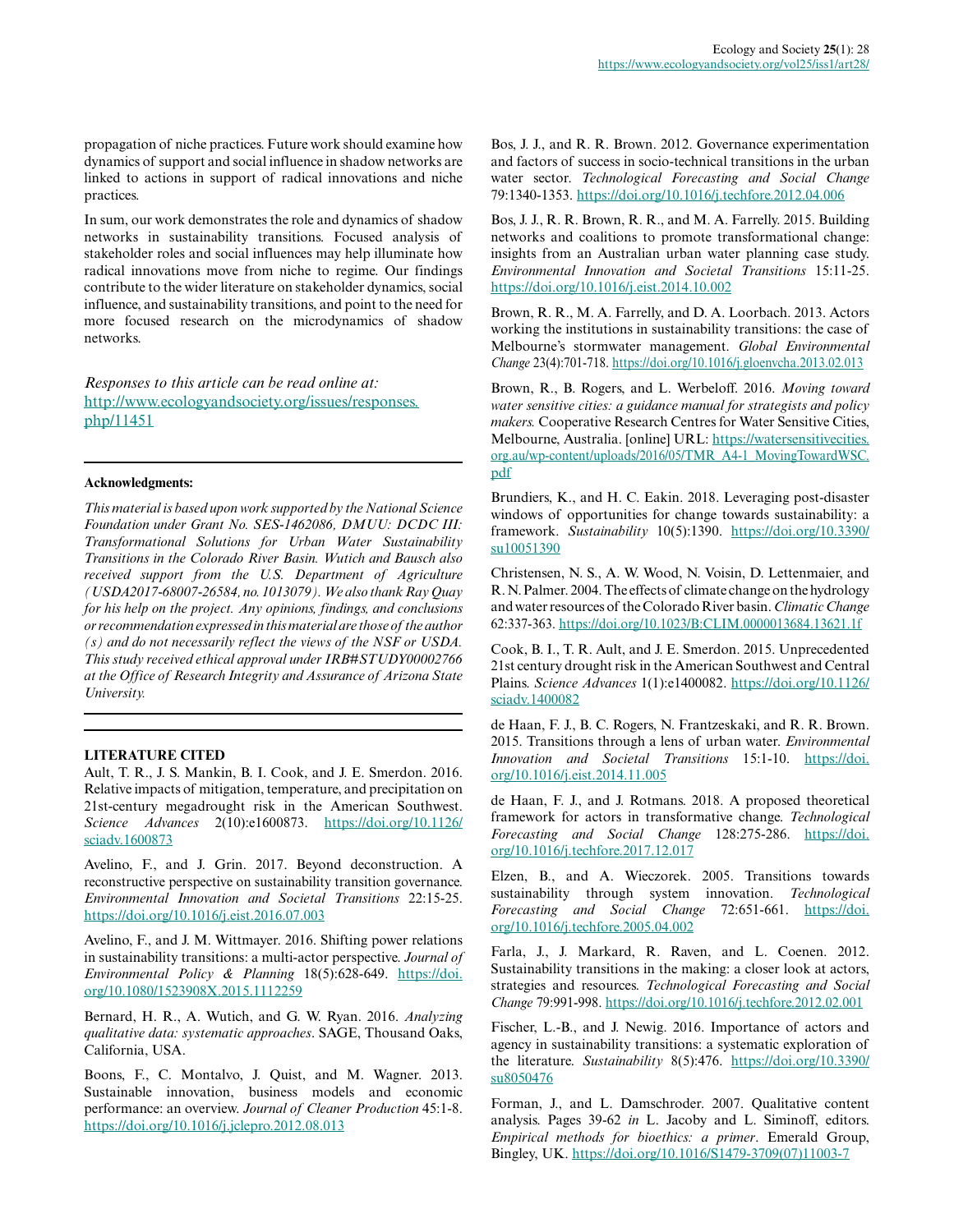propagation of niche practices. Future work should examine how dynamics of support and social influence in shadow networks are linked to actions in support of radical innovations and niche practices.

In sum, our work demonstrates the role and dynamics of shadow networks in sustainability transitions. Focused analysis of stakeholder roles and social influences may help illuminate how radical innovations move from niche to regime. Our findings contribute to the wider literature on stakeholder dynamics, social influence, and sustainability transitions, and point to the need for more focused research on the microdynamics of shadow networks.

*Responses to this article can be read online at:* http://www.ecologyandsociety.org/issues/responses.php/11451

---

**Acknowledgments:**

*This material is based upon work supported by the National Science Foundation under Grant No. SES-1462086, DMUU: DCDC III: Transformational Solutions for Urban Water Sustainability Transitions in the Colorado River Basin. Wutich and Bausch also received support from the U.S. Department of Agriculture (USDA2017-68007-26584, no. 1013079). We also thank Ray Quay for his help on the project. Any opinions, findings, and conclusions or recommendation expressed in this material are those of the author(s) and do not necessarily reflect the views of the NSF or USDA. This study received ethical approval under IRB#STUDY00002766 at the Office of Research Integrity and Assurance of Arizona State University.*

---

**LITERATURE CITED**

Ault, T. R., J. S. Mankin, B. I. Cook, and J. E. Smerdon. 2016. Relative impacts of mitigation, temperature, and precipitation on 21st-century megadrought risk in the American Southwest. *Science Advances* 2(10):e1600873. https://doi.org/10.1126/sciadv.1600873

Avelino, F., and J. Grin. 2017. Beyond deconstruction. A reconstructive perspective on sustainability transition governance. *Environmental Innovation and Societal Transitions* 22:15-25. https://doi.org/10.1016/j.eist.2016.07.003

Avelino, F., and J. M. Wittmayer. 2016. Shifting power relations in sustainability transitions: a multi-actor perspective. *Journal of Environmental Policy & Planning* 18(5):628-649. https://doi.org/10.1080/1523908X.2015.1112259

Bernard, H. R., A. Wutich, and G. W. Ryan. 2016. *Analyzing qualitative data: systematic approaches*. SAGE, Thousand Oaks, California, USA.

Boons, F., C. Montalvo, J. Quist, and M. Wagner. 2013. Sustainable innovation, business models and economic performance: an overview. *Journal of Cleaner Production* 45:1-8. https://doi.org/10.1016/j.jclepro.2012.08.013

Bos, J. J., and R. R. Brown. 2012. Governance experimentation and factors of success in socio-technical transitions in the urban water sector. *Technological Forecasting and Social Change* 79:1340-1353. https://doi.org/10.1016/j.techfore.2012.04.006

Bos, J. J., R. R. Brown, R. R., and M. A. Farrelly. 2015. Building networks and coalitions to promote transformational change: insights from an Australian urban water planning case study. *Environmental Innovation and Societal Transitions* 15:11-25. https://doi.org/10.1016/j.eist.2014.10.002

Brown, R. R., M. A. Farrelly, and D. A. Loorbach. 2013. Actors working the institutions in sustainability transitions: the case of Melbourne's stormwater management. *Global Environmental Change* 23(4):701-718. https://doi.org/10.1016/j.gloenvcha.2013.02.013

Brown, R., B. Rogers, and L. Werbeloff. 2016. *Moving toward water sensitive cities: a guidance manual for strategists and policy makers.* Cooperative Research Centres for Water Sensitive Cities, Melbourne, Australia. [online] URL: https://watersensitivecities.org.au/wp-content/uploads/2016/05/TMR_A4-1_MovingTowardWSC.pdf

Brundiers, K., and H. C. Eakin. 2018. Leveraging post-disaster windows of opportunities for change towards sustainability: a framework. *Sustainability* 10(5):1390. https://doi.org/10.3390/su10051390

Christensen, N. S., A. W. Wood, N. Voisin, D. Lettenmaier, and R. N. Palmer. 2004. The effects of climate change on the hydrology and water resources of the Colorado River basin. *Climatic Change* 62:337-363. https://doi.org/10.1023/B:CLIM.0000013684.13621.1f

Cook, B. I., T. R. Ault, and J. E. Smerdon. 2015. Unprecedented 21st century drought risk in the American Southwest and Central Plains. *Science Advances* 1(1):e1400082. https://doi.org/10.1126/sciadv.1400082

de Haan, F. J., B. C. Rogers, N. Frantzeskaki, and R. R. Brown. 2015. Transitions through a lens of urban water. *Environmental Innovation and Societal Transitions* 15:1-10. https://doi.org/10.1016/j.eist.2014.11.005

de Haan, F. J., and J. Rotmans. 2018. A proposed theoretical framework for actors in transformative change. *Technological Forecasting and Social Change* 128:275-286. https://doi.org/10.1016/j.techfore.2017.12.017

Elzen, B., and A. Wieczorek. 2005. Transitions towards sustainability through system innovation. *Technological Forecasting and Social Change* 72:651-661. https://doi.org/10.1016/j.techfore.2005.04.002

Farla, J., J. Markard, R. Raven, and L. Coenen. 2012. Sustainability transitions in the making: a closer look at actors, strategies and resources. *Technological Forecasting and Social Change* 79:991-998. https://doi.org/10.1016/j.techfore.2012.02.001

Fischer, L.-B., and J. Newig. 2016. Importance of actors and agency in sustainability transitions: a systematic exploration of the literature. *Sustainability* 8(5):476. https://doi.org/10.3390/su8050476

Forman, J., and L. Damschroder. 2007. Qualitative content analysis. Pages 39-62 *in* L. Jacoby and L. Siminoff, editors. *Empirical methods for bioethics: a primer*. Emerald Group, Bingley, UK. https://doi.org/10.1016/S1479-3709(07)11003-7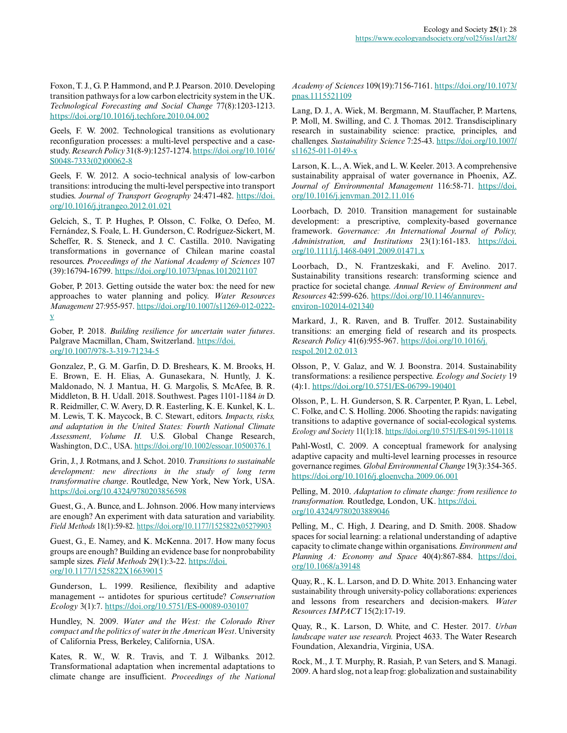Foxon, T. J., G. P. Hammond, and P. J. Pearson. 2010. Developing transition pathways for a low carbon electricity system in the UK. *Technological Forecasting and Social Change* 77(8):1203-1213. https://doi.org/10.1016/j.techfore.2010.04.002

Geels, F. W. 2002. Technological transitions as evolutionary reconfiguration processes: a multi-level perspective and a case-study. *Research Policy* 31(8-9):1257-1274. https://doi.org/10.1016/S0048-7333(02)00062-8

Geels, F. W. 2012. A socio-technical analysis of low-carbon transitions: introducing the multi-level perspective into transport studies. *Journal of Transport Geography* 24:471-482. https://doi.org/10.1016/j.jtrangeo.2012.01.021

Gelcich, S., T. P. Hughes, P. Olsson, C. Folke, O. Defeo, M. Fernández, S. Foale, L. H. Gunderson, C. Rodríguez-Sickert, M. Scheffer, R. S. Steneck, and J. C. Castilla. 2010. Navigating transformations in governance of Chilean marine coastal resources. *Proceedings of the National Academy of Sciences* 107 (39):16794-16799. https://doi.org/10.1073/pnas.1012021107

Gober, P. 2013. Getting outside the water box: the need for new approaches to water planning and policy. *Water Resources Management* 27:955-957. https://doi.org/10.1007/s11269-012-0222-y

Gober, P. 2018. *Building resilience for uncertain water futures*. Palgrave Macmillan, Cham, Switzerland. https://doi.org/10.1007/978-3-319-71234-5

Gonzalez, P., G. M. Garfin, D. D. Breshears, K. M. Brooks, H. E. Brown, E. H. Elias, A. Gunasekara, N. Huntly, J. K. Maldonado, N. J. Mantua, H. G. Margolis, S. McAfee, B. R. Middleton, B. H. Udall. 2018. Southwest. Pages 1101-1184 *in* D. R. Reidmiller, C. W. Avery, D. R. Easterling, K. E. Kunkel, K. L. M. Lewis, T. K. Maycock, B. C. Stewart, editors. *Impacts, risks, and adaptation in the United States: Fourth National Climate Assessment, Volume II.* U.S. Global Change Research, Washington, D.C., USA. https://doi.org/10.1002/essoar.10500376.1

Grin, J., J. Rotmans, and J. Schot. 2010. *Transitions to sustainable development: new directions in the study of long term transformative change*. Routledge, New York, New York, USA. https://doi.org/10.4324/9780203856598

Guest, G., A. Bunce, and L. Johnson. 2006. How many interviews are enough? An experiment with data saturation and variability. *Field Methods* 18(1):59-82. https://doi.org/10.1177/1525822x05279903

Guest, G., E. Namey, and K. McKenna. 2017. How many focus groups are enough? Building an evidence base for nonprobability sample sizes. *Field Methods* 29(1):3-22. https://doi.org/10.1177/1525822X16639015

Gunderson, L. 1999. Resilience, flexibility and adaptive management -- antidotes for spurious certitude? *Conservation Ecology* 3(1):7. https://doi.org/10.5751/ES-00089-030107

Hundley, N. 2009. *Water and the West: the Colorado River compact and the politics of water in the American West*. University of California Press, Berkeley, California, USA.

Kates, R. W., W. R. Travis, and T. J. Wilbanks. 2012. Transformational adaptation when incremental adaptations to climate change are insufficient. *Proceedings of the National Academy of Sciences* 109(19):7156-7161. https://doi.org/10.1073/pnas.1115521109

Lang, D. J., A. Wiek, M. Bergmann, M. Stauffacher, P. Martens, P. Moll, M. Swilling, and C. J. Thomas. 2012. Transdisciplinary research in sustainability science: practice, principles, and challenges. *Sustainability Science* 7:25-43. https://doi.org/10.1007/s11625-011-0149-x

Larson, K. L., A. Wiek, and L. W. Keeler. 2013. A comprehensive sustainability appraisal of water governance in Phoenix, AZ. *Journal of Environmental Management* 116:58-71. https://doi.org/10.1016/j.jenvman.2012.11.016

Loorbach, D. 2010. Transition management for sustainable development: a prescriptive, complexity-based governance framework. *Governance: An International Journal of Policy, Administration, and Institutions* 23(1):161-183. https://doi.org/10.1111/j.1468-0491.2009.01471.x

Loorbach, D., N. Frantzeskaki, and F. Avelino. 2017. Sustainability transitions research: transforming science and practice for societal change. *Annual Review of Environment and Resources* 42:599-626. https://doi.org/10.1146/annurev-environ-102014-021340

Markard, J., R. Raven, and B. Truffer. 2012. Sustainability transitions: an emerging field of research and its prospects. *Research Policy* 41(6):955-967. https://doi.org/10.1016/j.respol.2012.02.013

Olsson, P., V. Galaz, and W. J. Boonstra. 2014. Sustainability transformations: a resilience perspective. *Ecology and Society* 19 (4):1. https://doi.org/10.5751/ES-06799-190401

Olsson, P., L. H. Gunderson, S. R. Carpenter, P. Ryan, L. Lebel, C. Folke, and C. S. Holling. 2006. Shooting the rapids: navigating transitions to adaptive governance of social-ecological systems. *Ecology and Society* 11(1):18. https://doi.org/10.5751/ES-01595-110118

Pahl-Wostl, C. 2009. A conceptual framework for analysing adaptive capacity and multi-level learning processes in resource governance regimes. *Global Environmental Change* 19(3):354-365. https://doi.org/10.1016/j.gloenvcha.2009.06.001

Pelling, M. 2010. *Adaptation to climate change: from resilience to transformation.* Routledge, London, UK. https://doi.org/10.4324/9780203889046

Pelling, M., C. High, J. Dearing, and D. Smith. 2008. Shadow spaces for social learning: a relational understanding of adaptive capacity to climate change within organisations. *Environment and Planning A: Economy and Space* 40(4):867-884. https://doi.org/10.1068/a39148

Quay, R., K. L. Larson, and D. D. White. 2013. Enhancing water sustainability through university-policy collaborations: experiences and lessons from researchers and decision-makers. *Water Resources IMPACT* 15(2):17-19.

Quay, R., K. Larson, D. White, and C. Hester. 2017. *Urban landscape water use research.* Project 4633. The Water Research Foundation, Alexandria, Virginia, USA.

Rock, M., J. T. Murphy, R. Rasiah, P. van Seters, and S. Managi. 2009. A hard slog, not a leap frog: globalization and sustainability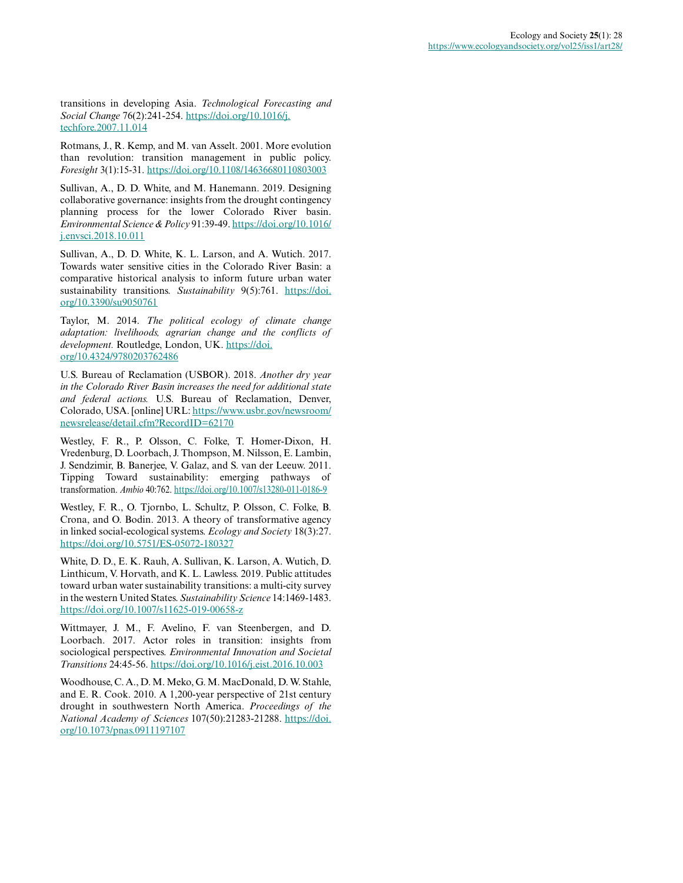transitions in developing Asia. *Technological Forecasting and Social Change* 76(2):241-254. https://doi.org/10.1016/j.techfore.2007.11.014

Rotmans, J., R. Kemp, and M. van Asselt. 2001. More evolution than revolution: transition management in public policy. *Foresight* 3(1):15-31. https://doi.org/10.1108/14636680110803003

Sullivan, A., D. D. White, and M. Hanemann. 2019. Designing collaborative governance: insights from the drought contingency planning process for the lower Colorado River basin. *Environmental Science & Policy* 91:39-49. https://doi.org/10.1016/j.envsci.2018.10.011

Sullivan, A., D. D. White, K. L. Larson, and A. Wutich. 2017. Towards water sensitive cities in the Colorado River Basin: a comparative historical analysis to inform future urban water sustainability transitions. *Sustainability* 9(5):761. https://doi.org/10.3390/su9050761

Taylor, M. 2014. *The political ecology of climate change adaptation: livelihoods, agrarian change and the conflicts of development.* Routledge, London, UK. https://doi.org/10.4324/9780203762486

U.S. Bureau of Reclamation (USBOR). 2018. *Another dry year in the Colorado River Basin increases the need for additional state and federal actions.* U.S. Bureau of Reclamation, Denver, Colorado, USA. [online] URL: https://www.usbr.gov/newsroom/newsrelease/detail.cfm?RecordID=62170

Westley, F. R., P. Olsson, C. Folke, T. Homer-Dixon, H. Vredenburg, D. Loorbach, J. Thompson, M. Nilsson, E. Lambin, J. Sendzimir, B. Banerjee, V. Galaz, and S. van der Leeuw. 2011. Tipping Toward sustainability: emerging pathways of transformation. *Ambio* 40:762. https://doi.org/10.1007/s13280-011-0186-9

Westley, F. R., O. Tjornbo, L. Schultz, P. Olsson, C. Folke, B. Crona, and O. Bodin. 2013. A theory of transformative agency in linked social-ecological systems. *Ecology and Society* 18(3):27. https://doi.org/10.5751/ES-05072-180327

White, D. D., E. K. Rauh, A. Sullivan, K. Larson, A. Wutich, D. Linthicum, V. Horvath, and K. L. Lawless. 2019. Public attitudes toward urban water sustainability transitions: a multi-city survey in the western United States. *Sustainability Science* 14:1469-1483. https://doi.org/10.1007/s11625-019-00658-z

Wittmayer, J. M., F. Avelino, F. van Steenbergen, and D. Loorbach. 2017. Actor roles in transition: insights from sociological perspectives. *Environmental Innovation and Societal Transitions* 24:45-56. https://doi.org/10.1016/j.eist.2016.10.003

Woodhouse, C. A., D. M. Meko, G. M. MacDonald, D. W. Stahle, and E. R. Cook. 2010. A 1,200-year perspective of 21st century drought in southwestern North America. *Proceedings of the National Academy of Sciences* 107(50):21283-21288. https://doi.org/10.1073/pnas.0911197107